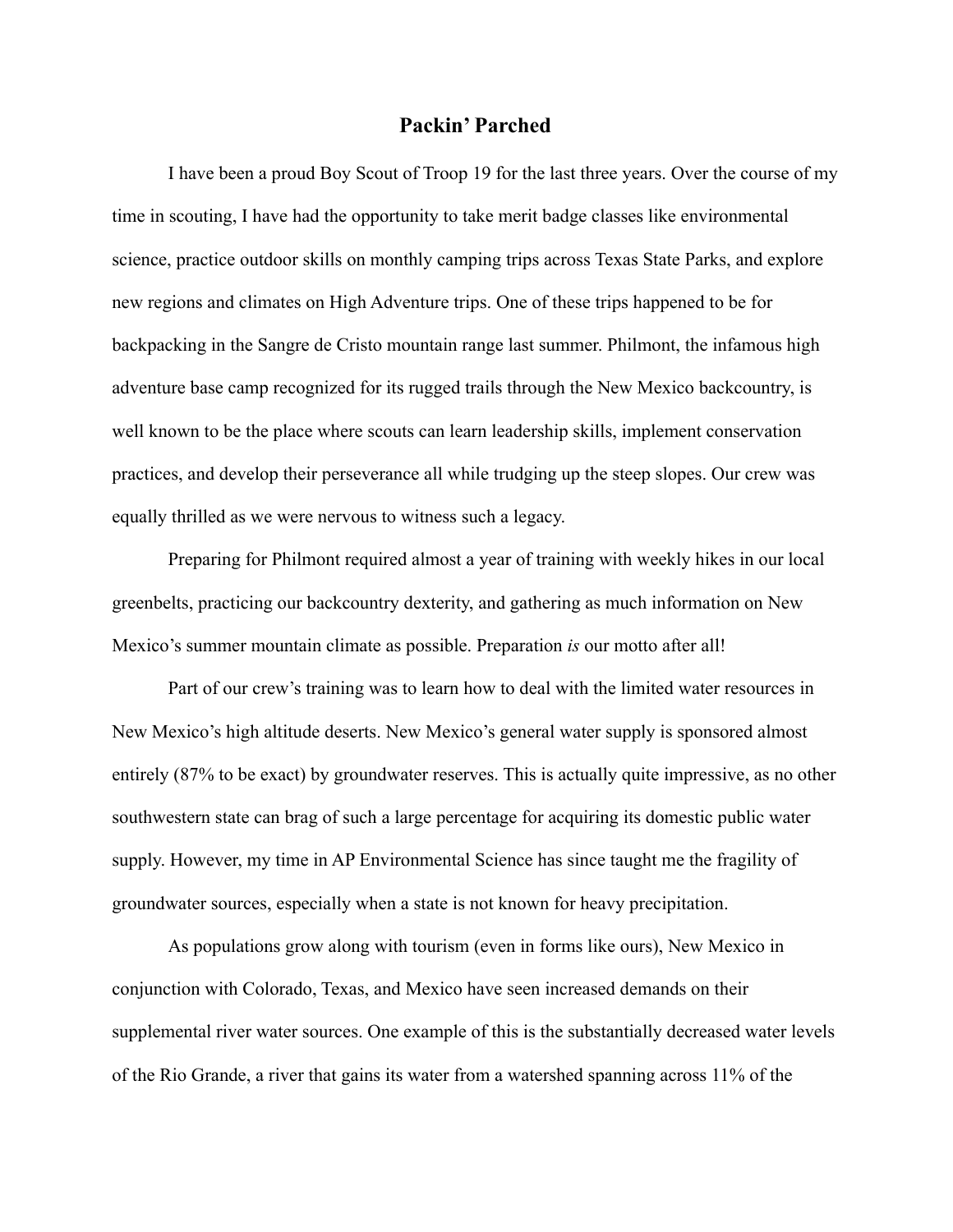# Packin' Parched

I have been a proud Boy Scout of Troop 19 for the last three years. Over the course of my time in scouting, I have had the opportunity to take merit badge classes like environmental science, practice outdoor skills on monthly camping trips across Texas State Parks, and explore new regions and climates on High Adventure trips. One of these trips happened to be for backpacking in the Sangre de Cristo mountain range last summer. Philmont, the infamous high adventure base camp recognized for its rugged trails through the New Mexico backcountry, is well known to be the place where scouts can learn leadership skills, implement conservation practices, and develop their perseverance all while trudging up the steep slopes. Our crew was equally thrilled as we were nervous to witness such a legacy.

Preparing for Philmont required almost a year of training with weekly hikes in our local greenbelts, practicing our backcountry dexterity, and gathering as much information on New Mexico's summer mountain climate as possible. Preparation *is* our motto after all!

Part of our crew's training was to learn how to deal with the limited water resources in New Mexico's high altitude deserts. New Mexico's general water supply is sponsored almost entirely (87% to be exact) by groundwater reserves. This is actually quite impressive, as no other southwestern state can brag of such a large percentage for acquiring its domestic public water supply. However, my time in AP Environmental Science has since taught me the fragility of groundwater sources, especially when a state is not known for heavy precipitation.

As populations grow along with tourism (even in forms like ours), New Mexico in conjunction with Colorado, Texas, and Mexico have seen increased demands on their supplemental river water sources. One example of this is the substantially decreased water levels of the Rio Grande, a river that gains its water from a watershed spanning across 11% of the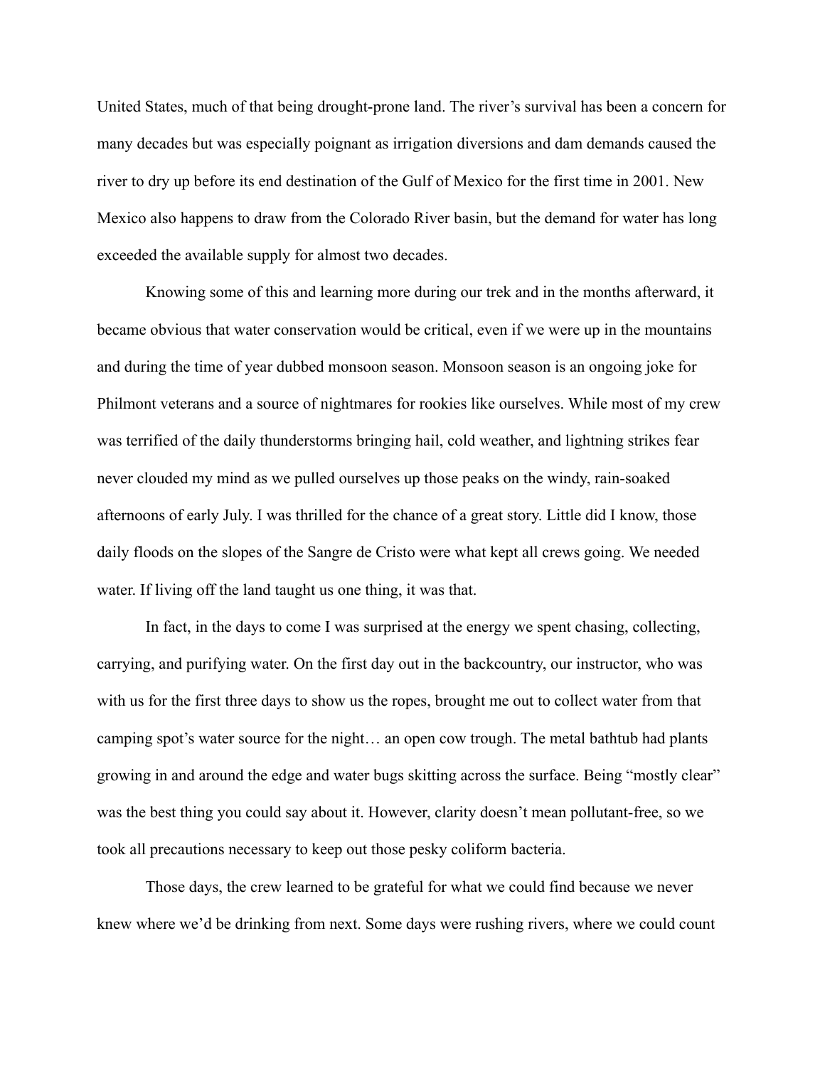United States, much of that being drought-prone land. The river's survival has been a concern for many decades but was especially poignant as irrigation diversions and dam demands caused the river to dry up before its end destination of the Gulf of Mexico for the first time in 2001. New Mexico also happens to draw from the Colorado River basin, but the demand for water has long exceeded the available supply for almost two decades.

Knowing some of this and learning more during our trek and in the months afterward, it became obvious that water conservation would be critical, even if we were up in the mountains and during the time of year dubbed monsoon season. Monsoon season is an ongoing joke for Philmont veterans and a source of nightmares for rookies like ourselves. While most of my crew was terrified of the daily thunderstorms bringing hail, cold weather, and lightning strikes fear never clouded my mind as we pulled ourselves up those peaks on the windy, rain-soaked afternoons of early July. I was thrilled for the chance of a great story. Little did I know, those daily floods on the slopes of the Sangre de Cristo were what kept all crews going. We needed water. If living off the land taught us one thing, it was that.

In fact, in the days to come I was surprised at the energy we spent chasing, collecting, carrying, and purifying water. On the first day out in the backcountry, our instructor, who was with us for the first three days to show us the ropes, brought me out to collect water from that camping spot's water source for the night… an open cow trough. The metal bathtub had plants growing in and around the edge and water bugs skitting across the surface. Being "mostly clear" was the best thing you could say about it. However, clarity doesn't mean pollutant-free, so we took all precautions necessary to keep out those pesky coliform bacteria.

Those days, the crew learned to be grateful for what we could find because we never knew where we'd be drinking from next. Some days were rushing rivers, where we could count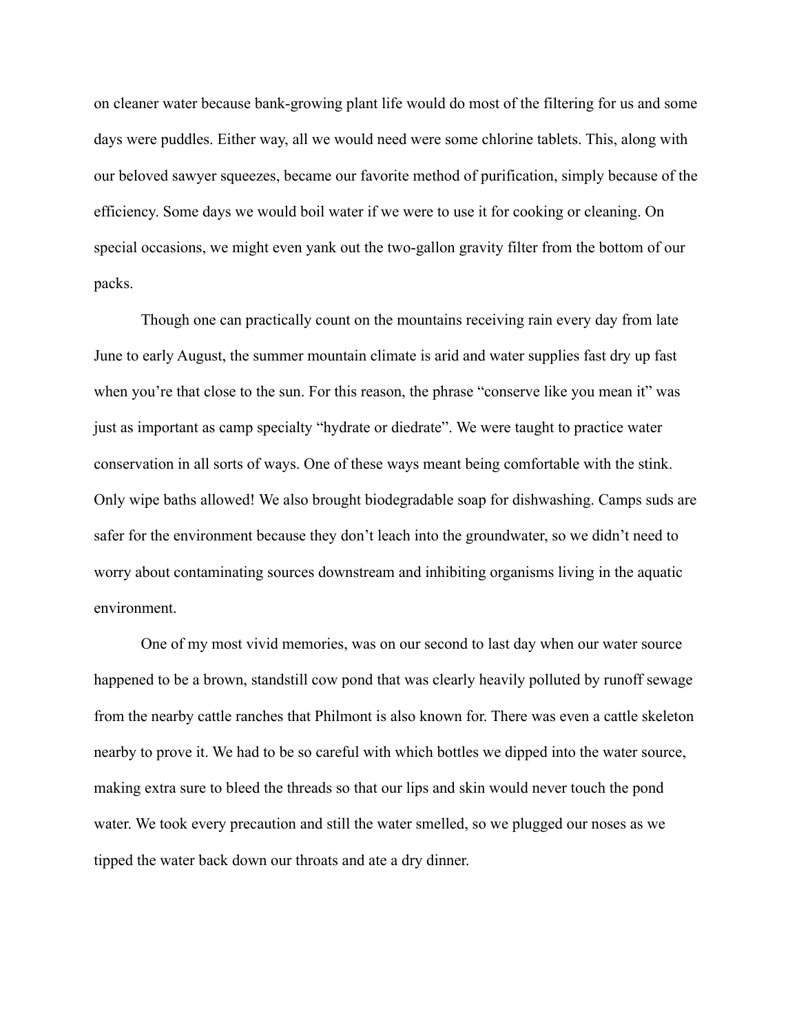on cleaner water because bank-growing plant life would do most of the filtering for us and some days were puddles. Either way, all we would need were some chlorine tablets. This, along with our beloved sawyer squeezes, became our favorite method of purification, simply because of the efficiency. Some days we would boil water if we were to use it for cooking or cleaning. On special occasions, we might even yank out the two-gallon gravity filter from the bottom of our packs.

Though one can practically count on the mountains receiving rain every day from late June to early August, the summer mountain climate is arid and water supplies fast dry up fast when you're that close to the sun. For this reason, the phrase "conserve like you mean it" was just as important as camp specialty "hydrate or diedrate". We were taught to practice water conservation in all sorts of ways. One of these ways meant being comfortable with the stink. Only wipe baths allowed! We also brought biodegradable soap for dishwashing. Camps suds are safer for the environment because they don't leach into the groundwater, so we didn't need to worry about contaminating sources downstream and inhibiting organisms living in the aquatic environment.

One of my most vivid memories, was on our second to last day when our water source happened to be a brown, standstill cow pond that was clearly heavily polluted by runoff sewage from the nearby cattle ranches that Philmont is also known for. There was even a cattle skeleton nearby to prove it. We had to be so careful with which bottles we dipped into the water source, making extra sure to bleed the threads so that our lips and skin would never touch the pond water. We took every precaution and still the water smelled, so we plugged our noses as we tipped the water back down our throats and ate a dry dinner.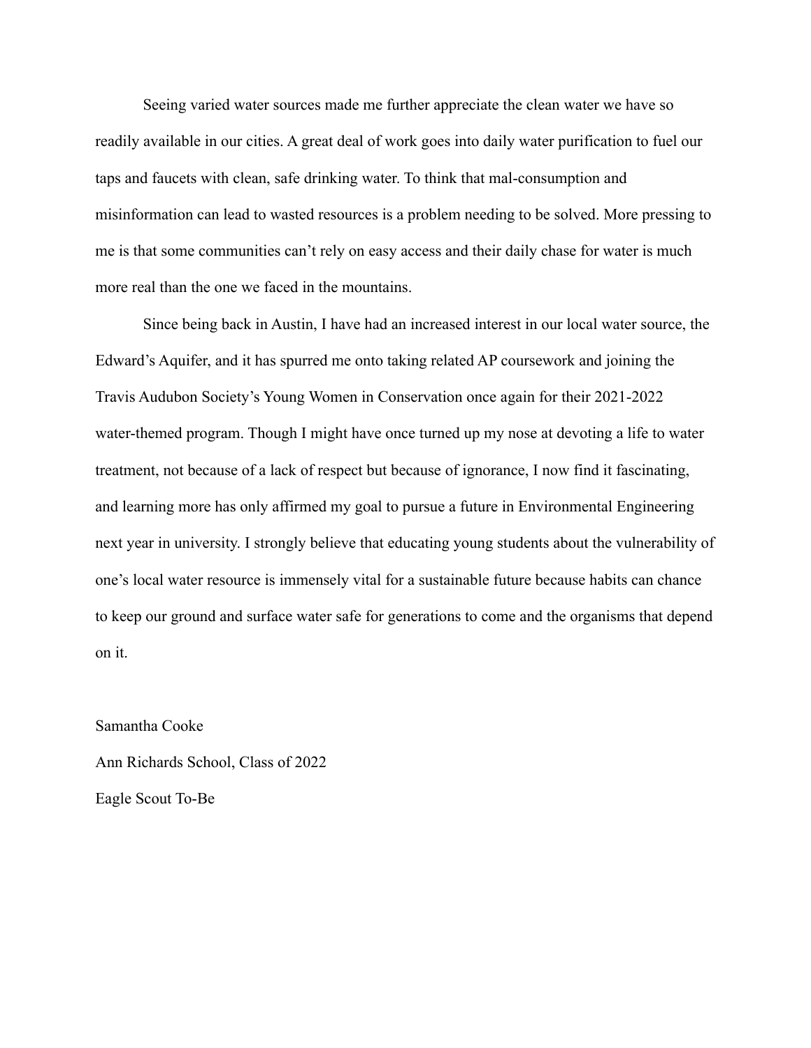Seeing varied water sources made me further appreciate the clean water we have so readily available in our cities. A great deal of work goes into daily water purification to fuel our taps and faucets with clean, safe drinking water. To think that mal-consumption and misinformation can lead to wasted resources is a problem needing to be solved. More pressing to me is that some communities can't rely on easy access and their daily chase for water is much more real than the one we faced in the mountains.

Since being back in Austin, I have had an increased interest in our local water source, the Edward's Aquifer, and it has spurred me onto taking related AP coursework and joining the Travis Audubon Society's Young Women in Conservation once again for their 2021-2022 water-themed program. Though I might have once turned up my nose at devoting a life to water treatment, not because of a lack of respect but because of ignorance, I now find it fascinating, and learning more has only affirmed my goal to pursue a future in Environmental Engineering next year in university. I strongly believe that educating young students about the vulnerability of one's local water resource is immensely vital for a sustainable future because habits can chance to keep our ground and surface water safe for generations to come and the organisms that depend on it.

Samantha Cooke

Ann Richards School, Class of 2022

Eagle Scout To-Be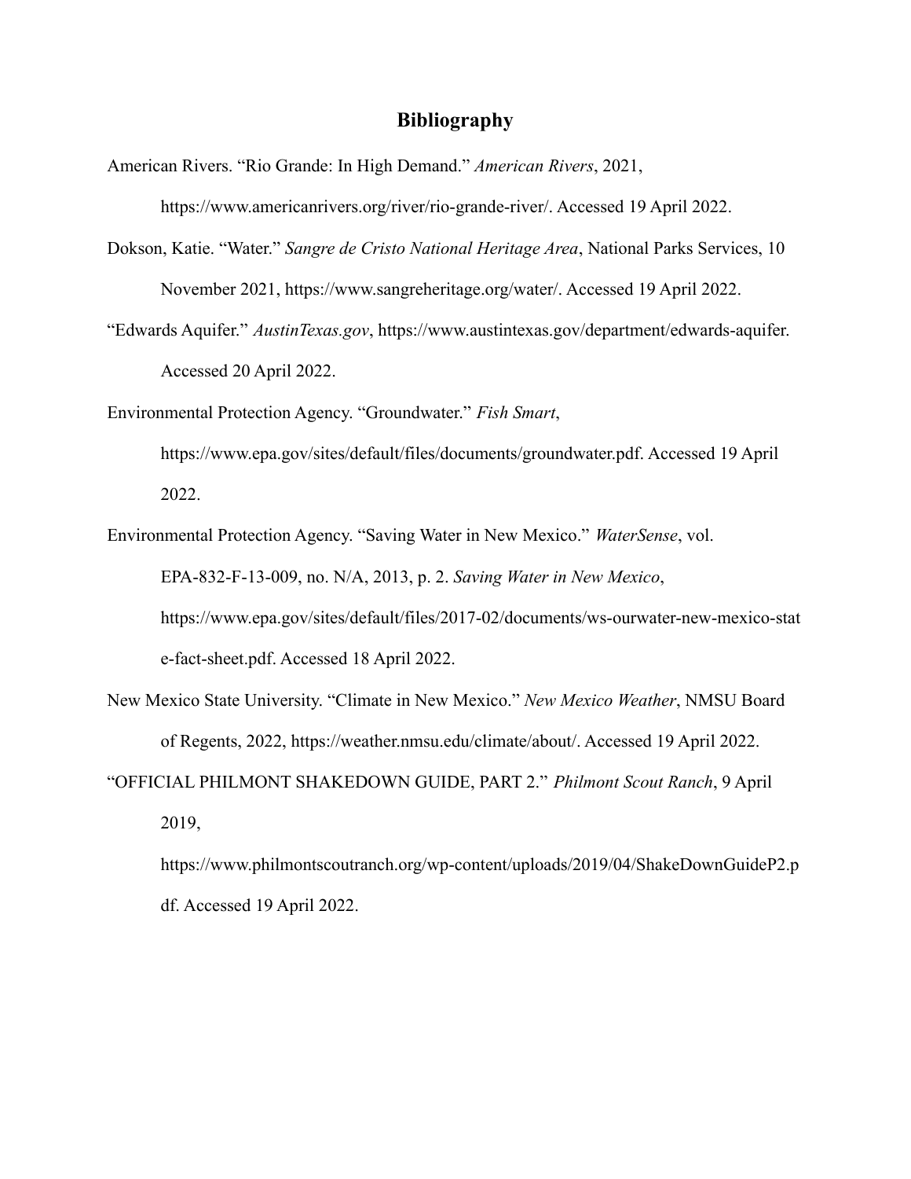## Bibliography

American Rivers. "Rio Grande: In High Demand." *American Rivers*, 2021, https://www.americanrivers.org/river/rio-grande-river/. Accessed 19 April 2022.

Dokson, Katie. "Water." *Sangre de Cristo National Heritage Area*, National Parks Services, 10 November 2021, https://www.sangreheritage.org/water/. Accessed 19 April 2022.

"Edwards Aquifer." *AustinTexas.gov*, https://www.austintexas.gov/department/edwards-aquifer. Accessed 20 April 2022.

Environmental Protection Agency. "Groundwater." *Fish Smart*, https://www.epa.gov/sites/default/files/documents/groundwater.pdf. Accessed 19 April 2022.

Environmental Protection Agency. "Saving Water in New Mexico." *WaterSense*, vol. EPA-832-F-13-009, no. N/A, 2013, p. 2. *Saving Water in New Mexico*, https://www.epa.gov/sites/default/files/2017-02/documents/ws-ourwater-new-mexico-state-fact-sheet.pdf. Accessed 18 April 2022.

New Mexico State University. "Climate in New Mexico." *New Mexico Weather*, NMSU Board of Regents, 2022, https://weather.nmsu.edu/climate/about/. Accessed 19 April 2022.

"OFFICIAL PHILMONT SHAKEDOWN GUIDE, PART 2." *Philmont Scout Ranch*, 9 April 2019, https://www.philmontscoutranch.org/wp-content/uploads/2019/04/ShakeDownGuideP2.pdf. Accessed 19 April 2022.